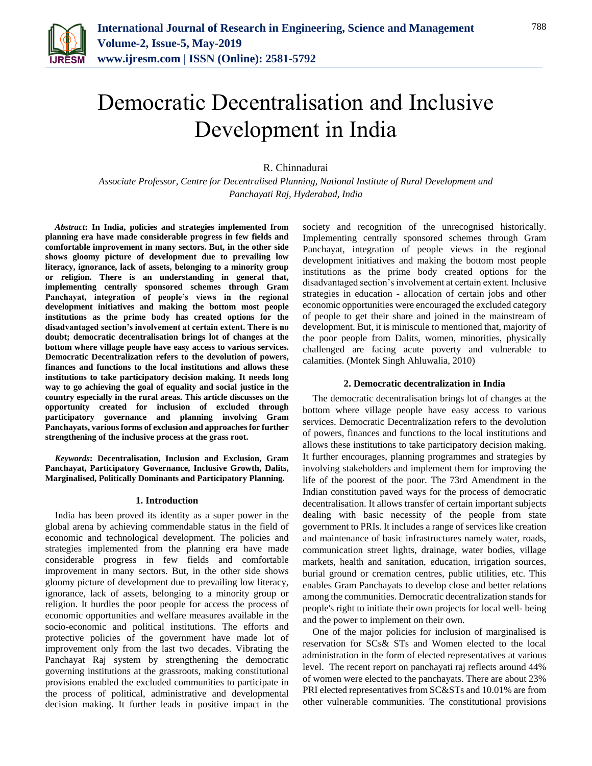# Democratic Decentralisation and Inclusive Development in India

R. Chinnadurai

*Associate Professor, Centre for Decentralised Planning, National Institute of Rural Development and Panchayati Raj, Hyderabad, India*

***Abstract*: In India, policies and strategies implemented from planning era have made considerable progress in few fields and comfortable improvement in many sectors. But, in the other side shows gloomy picture of development due to prevailing low literacy, ignorance, lack of assets, belonging to a minority group or religion. There is an understanding in general that, implementing centrally sponsored schemes through Gram Panchayat, integration of people's views in the regional development initiatives and making the bottom most people institutions as the prime body has created options for the disadvantaged section's involvement at certain extent. There is no doubt; democratic decentralisation brings lot of changes at the bottom where village people have easy access to various services. Democratic Decentralization refers to the devolution of powers, finances and functions to the local institutions and allows these institutions to take participatory decision making. It needs long way to go achieving the goal of equality and social justice in the country especially in the rural areas. This article discusses on the opportunity created for inclusion of excluded through participatory governance and planning involving Gram Panchayats, various forms of exclusion and approaches for further strengthening of the inclusive process at the grass root.**

***Keywords*: Decentralisation, Inclusion and Exclusion, Gram Panchayat, Participatory Governance, Inclusive Growth, Dalits, Marginalised, Politically Dominants and Participatory Planning.**

## 1. Introduction

India has been proved its identity as a super power in the global arena by achieving commendable status in the field of economic and technological development. The policies and strategies implemented from the planning era have made considerable progress in few fields and comfortable improvement in many sectors. But, in the other side shows gloomy picture of development due to prevailing low literacy, ignorance, lack of assets, belonging to a minority group or religion. It hurdles the poor people for access the process of economic opportunities and welfare measures available in the socio-economic and political institutions. The efforts and protective policies of the government have made lot of improvement only from the last two decades. Vibrating the Panchayat Raj system by strengthening the democratic governing institutions at the grassroots, making constitutional provisions enabled the excluded communities to participate in the process of political, administrative and developmental decision making. It further leads in positive impact in the society and recognition of the unrecognised historically. Implementing centrally sponsored schemes through Gram Panchayat, integration of people views in the regional development initiatives and making the bottom most people institutions as the prime body created options for the disadvantaged section's involvement at certain extent. Inclusive strategies in education - allocation of certain jobs and other economic opportunities were encouraged the excluded category of people to get their share and joined in the mainstream of development. But, it is miniscule to mentioned that, majority of the poor people from Dalits, women, minorities, physically challenged are facing acute poverty and vulnerable to calamities. (Montek Singh Ahluwalia, 2010)

## 2. Democratic decentralization in India

The democratic decentralisation brings lot of changes at the bottom where village people have easy access to various services. Democratic Decentralization refers to the devolution of powers, finances and functions to the local institutions and allows these institutions to take participatory decision making. It further encourages, planning programmes and strategies by involving stakeholders and implement them for improving the life of the poorest of the poor. The 73rd Amendment in the Indian constitution paved ways for the process of democratic decentralisation. It allows transfer of certain important subjects dealing with basic necessity of the people from state government to PRIs. It includes a range of services like creation and maintenance of basic infrastructures namely water, roads, communication street lights, drainage, water bodies, village markets, health and sanitation, education, irrigation sources, burial ground or cremation centres, public utilities, etc. This enables Gram Panchayats to develop close and better relations among the communities. Democratic decentralization stands for people's right to initiate their own projects for local well- being and the power to implement on their own.

One of the major policies for inclusion of marginalised is reservation for SCs& STs and Women elected to the local administration in the form of elected representatives at various level. The recent report on panchayati raj reflects around 44% of women were elected to the panchayats. There are about 23% PRI elected representatives from SC&STs and 10.01% are from other vulnerable communities. The constitutional provisions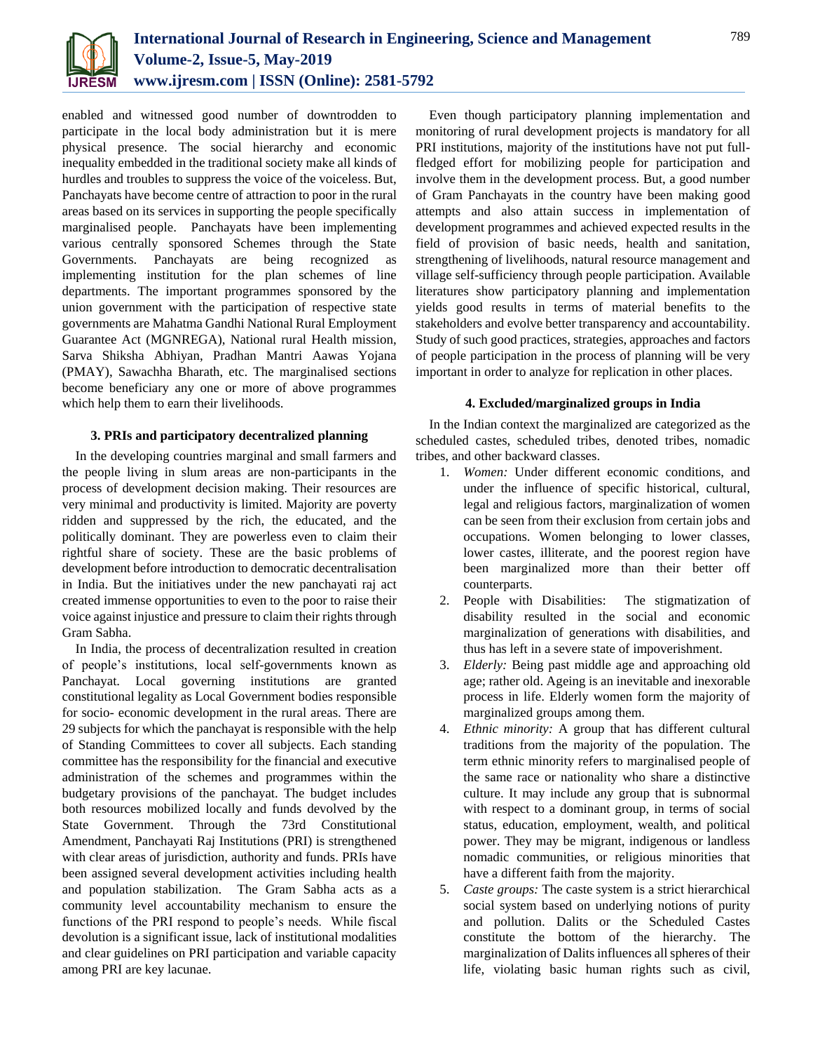enabled and witnessed good number of downtrodden to participate in the local body administration but it is mere physical presence. The social hierarchy and economic inequality embedded in the traditional society make all kinds of hurdles and troubles to suppress the voice of the voiceless. But, Panchayats have become centre of attraction to poor in the rural areas based on its services in supporting the people specifically marginalised people. Panchayats have been implementing various centrally sponsored Schemes through the State Governments. Panchayats are being recognized as implementing institution for the plan schemes of line departments. The important programmes sponsored by the union government with the participation of respective state governments are Mahatma Gandhi National Rural Employment Guarantee Act (MGNREGA), National rural Health mission, Sarva Shiksha Abhiyan, Pradhan Mantri Aawas Yojana (PMAY), Sawachha Bharath, etc. The marginalised sections become beneficiary any one or more of above programmes which help them to earn their livelihoods.

### 3. PRIs and participatory decentralized planning

In the developing countries marginal and small farmers and the people living in slum areas are non-participants in the process of development decision making. Their resources are very minimal and productivity is limited. Majority are poverty ridden and suppressed by the rich, the educated, and the politically dominant. They are powerless even to claim their rightful share of society. These are the basic problems of development before introduction to democratic decentralisation in India. But the initiatives under the new panchayati raj act created immense opportunities to even to the poor to raise their voice against injustice and pressure to claim their rights through Gram Sabha.

In India, the process of decentralization resulted in creation of people's institutions, local self-governments known as Panchayat. Local governing institutions are granted constitutional legality as Local Government bodies responsible for socio- economic development in the rural areas. There are 29 subjects for which the panchayat is responsible with the help of Standing Committees to cover all subjects. Each standing committee has the responsibility for the financial and executive administration of the schemes and programmes within the budgetary provisions of the panchayat. The budget includes both resources mobilized locally and funds devolved by the State Government. Through the 73rd Constitutional Amendment, Panchayati Raj Institutions (PRI) is strengthened with clear areas of jurisdiction, authority and funds. PRIs have been assigned several development activities including health and population stabilization. The Gram Sabha acts as a community level accountability mechanism to ensure the functions of the PRI respond to people's needs. While fiscal devolution is a significant issue, lack of institutional modalities and clear guidelines on PRI participation and variable capacity among PRI are key lacunae.

Even though participatory planning implementation and monitoring of rural development projects is mandatory for all PRI institutions, majority of the institutions have not put full-fledged effort for mobilizing people for participation and involve them in the development process. But, a good number of Gram Panchayats in the country have been making good attempts and also attain success in implementation of development programmes and achieved expected results in the field of provision of basic needs, health and sanitation, strengthening of livelihoods, natural resource management and village self-sufficiency through people participation. Available literatures show participatory planning and implementation yields good results in terms of material benefits to the stakeholders and evolve better transparency and accountability. Study of such good practices, strategies, approaches and factors of people participation in the process of planning will be very important in order to analyze for replication in other places.

### 4. Excluded/marginalized groups in India

In the Indian context the marginalized are categorized as the scheduled castes, scheduled tribes, denoted tribes, nomadic tribes, and other backward classes.

1. *Women:* Under different economic conditions, and under the influence of specific historical, cultural, legal and religious factors, marginalization of women can be seen from their exclusion from certain jobs and occupations. Women belonging to lower classes, lower castes, illiterate, and the poorest region have been marginalized more than their better off counterparts.
2. People with Disabilities: The stigmatization of disability resulted in the social and economic marginalization of generations with disabilities, and thus has left in a severe state of impoverishment.
3. *Elderly:* Being past middle age and approaching old age; rather old. Ageing is an inevitable and inexorable process in life. Elderly women form the majority of marginalized groups among them.
4. *Ethnic minority:* A group that has different cultural traditions from the majority of the population. The term ethnic minority refers to marginalised people of the same race or nationality who share a distinctive culture. It may include any group that is subnormal with respect to a dominant group, in terms of social status, education, employment, wealth, and political power. They may be migrant, indigenous or landless nomadic communities, or religious minorities that have a different faith from the majority.
5. *Caste groups:* The caste system is a strict hierarchical social system based on underlying notions of purity and pollution. Dalits or the Scheduled Castes constitute the bottom of the hierarchy. The marginalization of Dalits influences all spheres of their life, violating basic human rights such as civil,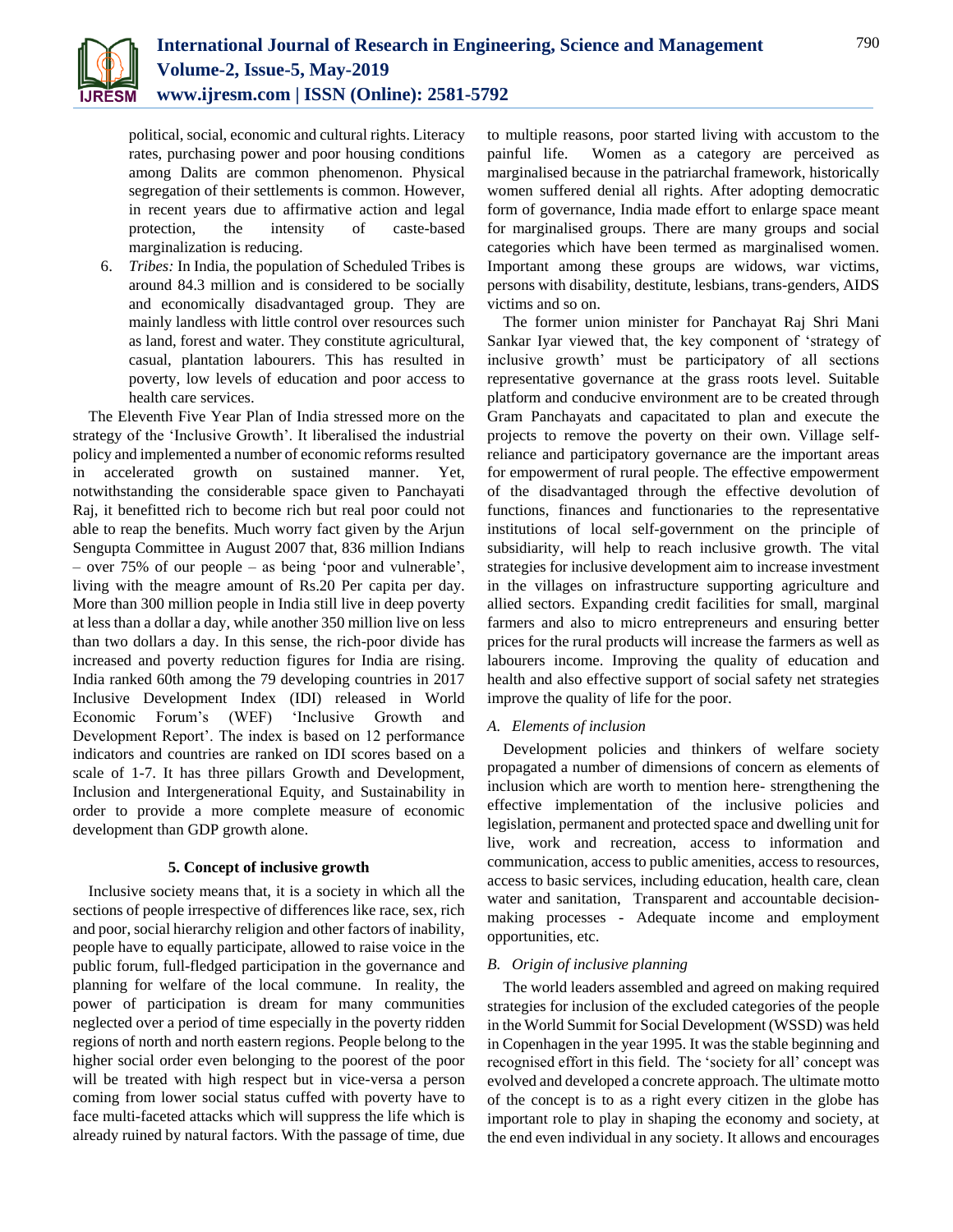political, social, economic and cultural rights. Literacy rates, purchasing power and poor housing conditions among Dalits are common phenomenon. Physical segregation of their settlements is common. However, in recent years due to affirmative action and legal protection, the intensity of caste-based marginalization is reducing.

6. *Tribes:* In India, the population of Scheduled Tribes is around 84.3 million and is considered to be socially and economically disadvantaged group. They are mainly landless with little control over resources such as land, forest and water. They constitute agricultural, casual, plantation labourers. This has resulted in poverty, low levels of education and poor access to health care services.

The Eleventh Five Year Plan of India stressed more on the strategy of the 'Inclusive Growth'. It liberalised the industrial policy and implemented a number of economic reforms resulted in accelerated growth on sustained manner. Yet, notwithstanding the considerable space given to Panchayati Raj, it benefitted rich to become rich but real poor could not able to reap the benefits. Much worry fact given by the Arjun Sengupta Committee in August 2007 that, 836 million Indians – over 75% of our people – as being 'poor and vulnerable', living with the meagre amount of Rs.20 Per capita per day. More than 300 million people in India still live in deep poverty at less than a dollar a day, while another 350 million live on less than two dollars a day. In this sense, the rich-poor divide has increased and poverty reduction figures for India are rising. India ranked 60th among the 79 developing countries in 2017 Inclusive Development Index (IDI) released in World Economic Forum's (WEF) 'Inclusive Growth and Development Report'. The index is based on 12 performance indicators and countries are ranked on IDI scores based on a scale of 1-7. It has three pillars Growth and Development, Inclusion and Intergenerational Equity, and Sustainability in order to provide a more complete measure of economic development than GDP growth alone.

## 5. Concept of inclusive growth

Inclusive society means that, it is a society in which all the sections of people irrespective of differences like race, sex, rich and poor, social hierarchy religion and other factors of inability, people have to equally participate, allowed to raise voice in the public forum, full-fledged participation in the governance and planning for welfare of the local commune. In reality, the power of participation is dream for many communities neglected over a period of time especially in the poverty ridden regions of north and north eastern regions. People belong to the higher social order even belonging to the poorest of the poor will be treated with high respect but in vice-versa a person coming from lower social status cuffed with poverty have to face multi-faceted attacks which will suppress the life which is already ruined by natural factors. With the passage of time, due to multiple reasons, poor started living with accustom to the painful life. Women as a category are perceived as marginalised because in the patriarchal framework, historically women suffered denial all rights. After adopting democratic form of governance, India made effort to enlarge space meant for marginalised groups. There are many groups and social categories which have been termed as marginalised women. Important among these groups are widows, war victims, persons with disability, destitute, lesbians, trans-genders, AIDS victims and so on.

The former union minister for Panchayat Raj Shri Mani Sankar Iyar viewed that, the key component of 'strategy of inclusive growth' must be participatory of all sections representative governance at the grass roots level. Suitable platform and conducive environment are to be created through Gram Panchayats and capacitated to plan and execute the projects to remove the poverty on their own. Village self-reliance and participatory governance are the important areas for empowerment of rural people. The effective empowerment of the disadvantaged through the effective devolution of functions, finances and functionaries to the representative institutions of local self-government on the principle of subsidiarity, will help to reach inclusive growth. The vital strategies for inclusive development aim to increase investment in the villages on infrastructure supporting agriculture and allied sectors. Expanding credit facilities for small, marginal farmers and also to micro entrepreneurs and ensuring better prices for the rural products will increase the farmers as well as labourers income. Improving the quality of education and health and also effective support of social safety net strategies improve the quality of life for the poor.

### A. *Elements of inclusion*

Development policies and thinkers of welfare society propagated a number of dimensions of concern as elements of inclusion which are worth to mention here- strengthening the effective implementation of the inclusive policies and legislation, permanent and protected space and dwelling unit for live, work and recreation, access to information and communication, access to public amenities, access to resources, access to basic services, including education, health care, clean water and sanitation, Transparent and accountable decision-making processes - Adequate income and employment opportunities, etc.

### B. *Origin of inclusive planning*

The world leaders assembled and agreed on making required strategies for inclusion of the excluded categories of the people in the World Summit for Social Development (WSSD) was held in Copenhagen in the year 1995. It was the stable beginning and recognised effort in this field. The 'society for all' concept was evolved and developed a concrete approach. The ultimate motto of the concept is to as a right every citizen in the globe has important role to play in shaping the economy and society, at the end even individual in any society. It allows and encourages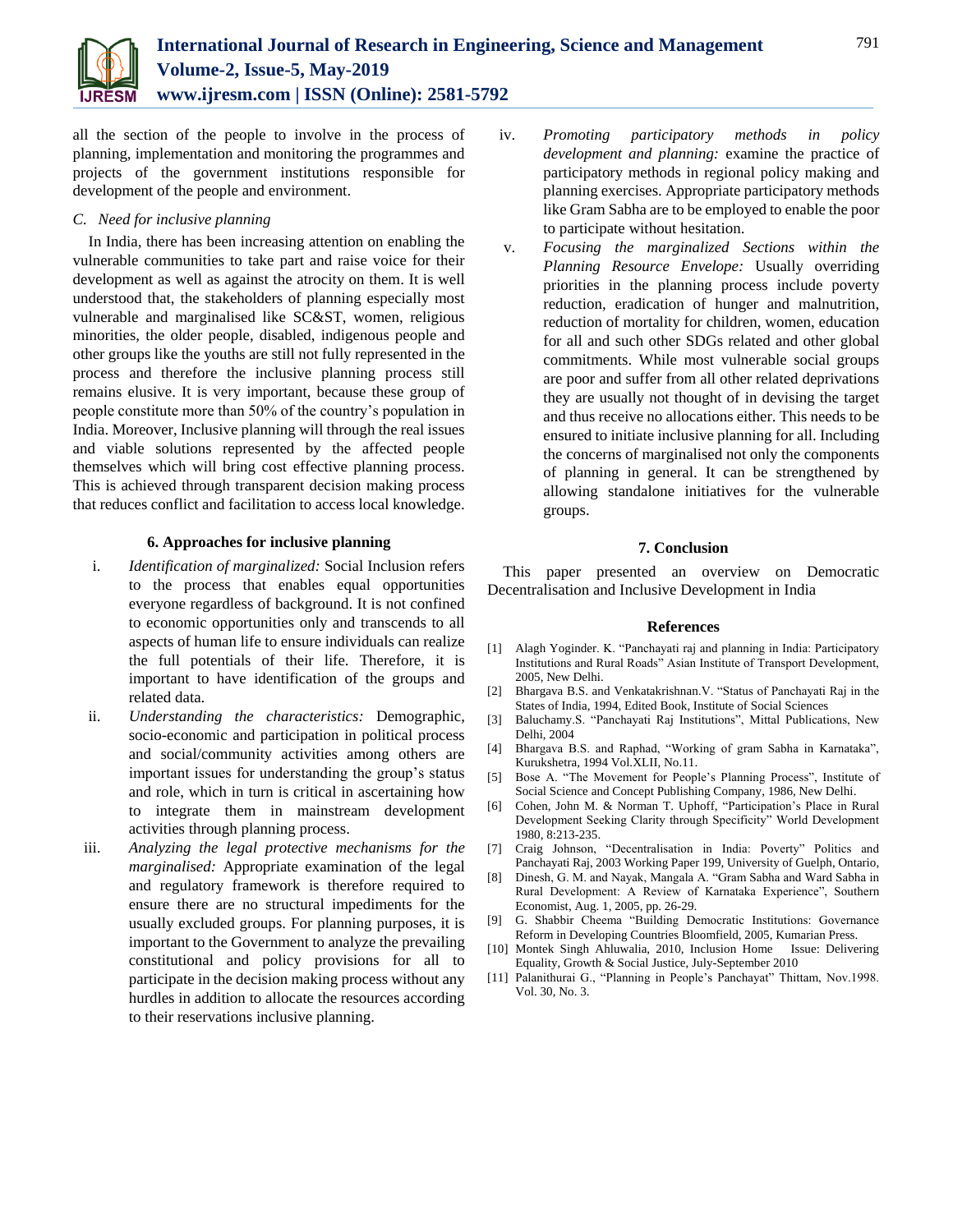all the section of the people to involve in the process of planning, implementation and monitoring the programmes and projects of the government institutions responsible for development of the people and environment.

### *C. Need for inclusive planning*

In India, there has been increasing attention on enabling the vulnerable communities to take part and raise voice for their development as well as against the atrocity on them. It is well understood that, the stakeholders of planning especially most vulnerable and marginalised like SC&ST, women, religious minorities, the older people, disabled, indigenous people and other groups like the youths are still not fully represented in the process and therefore the inclusive planning process still remains elusive. It is very important, because these group of people constitute more than 50% of the country's population in India. Moreover, Inclusive planning will through the real issues and viable solutions represented by the affected people themselves which will bring cost effective planning process. This is achieved through transparent decision making process that reduces conflict and facilitation to access local knowledge.

## 6. Approaches for inclusive planning

i. *Identification of marginalized:* Social Inclusion refers to the process that enables equal opportunities everyone regardless of background. It is not confined to economic opportunities only and transcends to all aspects of human life to ensure individuals can realize the full potentials of their life. Therefore, it is important to have identification of the groups and related data.

ii. *Understanding the characteristics:* Demographic, socio-economic and participation in political process and social/community activities among others are important issues for understanding the group's status and role, which in turn is critical in ascertaining how to integrate them in mainstream development activities through planning process.

iii. *Analyzing the legal protective mechanisms for the marginalised:* Appropriate examination of the legal and regulatory framework is therefore required to ensure there are no structural impediments for the usually excluded groups. For planning purposes, it is important to the Government to analyze the prevailing constitutional and policy provisions for all to participate in the decision making process without any hurdles in addition to allocate the resources according to their reservations inclusive planning.

iv. *Promoting participatory methods in policy development and planning:* examine the practice of participatory methods in regional policy making and planning exercises. Appropriate participatory methods like Gram Sabha are to be employed to enable the poor to participate without hesitation.

v. *Focusing the marginalized Sections within the Planning Resource Envelope:* Usually overriding priorities in the planning process include poverty reduction, eradication of hunger and malnutrition, reduction of mortality for children, women, education for all and such other SDGs related and other global commitments. While most vulnerable social groups are poor and suffer from all other related deprivations they are usually not thought of in devising the target and thus receive no allocations either. This needs to be ensured to initiate inclusive planning for all. Including the concerns of marginalised not only the components of planning in general. It can be strengthened by allowing standalone initiatives for the vulnerable groups.

## 7. Conclusion

This paper presented an overview on Democratic Decentralisation and Inclusive Development in India

## References

[1] Alagh Yoginder. K. "Panchayati raj and planning in India: Participatory Institutions and Rural Roads" Asian Institute of Transport Development, 2005, New Delhi.

[2] Bhargava B.S. and Venkatakrishnan.V. "Status of Panchayati Raj in the States of India, 1994, Edited Book, Institute of Social Sciences

[3] Baluchamy.S. "Panchayati Raj Institutions", Mittal Publications, New Delhi, 2004

[4] Bhargava B.S. and Raphad, "Working of gram Sabha in Karnataka", Kurukshetra, 1994 Vol.XLII, No.11.

[5] Bose A. "The Movement for People's Planning Process", Institute of Social Science and Concept Publishing Company, 1986, New Delhi.

[6] Cohen, John M. & Norman T. Uphoff, "Participation's Place in Rural Development Seeking Clarity through Specificity" World Development 1980, 8:213-235.

[7] Craig Johnson, "Decentralisation in India: Poverty" Politics and Panchayati Raj, 2003 Working Paper 199, University of Guelph, Ontario,

[8] Dinesh, G. M. and Nayak, Mangala A. "Gram Sabha and Ward Sabha in Rural Development: A Review of Karnataka Experience", Southern Economist, Aug. 1, 2005, pp. 26-29.

[9] G. Shabbir Cheema "Building Democratic Institutions: Governance Reform in Developing Countries Bloomfield, 2005, Kumarian Press.

[10] Montek Singh Ahluwalia, 2010, Inclusion Home Issue: Delivering Equality, Growth & Social Justice, July-September 2010

[11] Palanithurai G., "Planning in People's Panchayat" Thittam, Nov.1998. Vol. 30, No. 3.